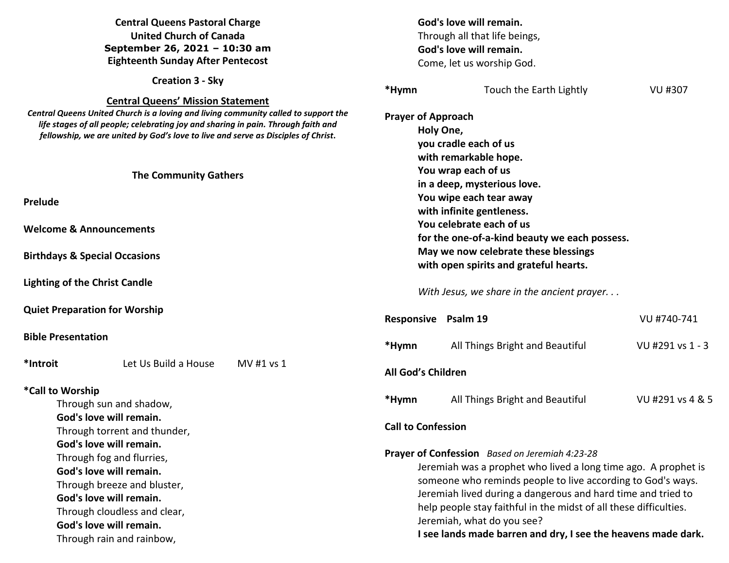**Central Queens Pastoral Charge**
**United Church of Canada**
**September 26, 2021 – 10:30 am**
**Eighteenth Sunday After Pentecost**

**Creation 3 - Sky**

**Central Queens' Mission Statement**

***Central Queens United Church is a loving and living community called to support the life stages of all people; celebrating joy and sharing in pain. Through faith and fellowship, we are united by God's love to live and serve as Disciples of Christ.***

## The Community Gathers

**Prelude**

**Welcome & Announcements**

**Birthdays & Special Occasions**

**Lighting of the Christ Candle**

**Quiet Preparation for Worship**

**Bible Presentation**

**\*Introit** Let Us Build a House MV #1 vs 1

**\*Call to Worship**

Through sun and shadow,
**God's love will remain.**
Through torrent and thunder,
**God's love will remain.**
Through fog and flurries,
**God's love will remain.**
Through breeze and bluster,
**God's love will remain.**
Through cloudless and clear,
**God's love will remain.**
Through rain and rainbow,
**God's love will remain.**
Through all that life beings,
**God's love will remain.**
Come, let us worship God.

**\*Hymn** Touch the Earth Lightly VU #307

**Prayer of Approach**

**Holy One,**
**you cradle each of us**
**with remarkable hope.**
**You wrap each of us**
**in a deep, mysterious love.**
**You wipe each tear away**
**with infinite gentleness.**
**You celebrate each of us**
**for the one-of-a-kind beauty we each possess.**
**May we now celebrate these blessings**
**with open spirits and grateful hearts.**

*With Jesus, we share in the ancient prayer. . .*

**Responsive Psalm 19** VU #740-741

**\*Hymn** All Things Bright and Beautiful VU #291 vs 1 - 3

**All God's Children**

**\*Hymn** All Things Bright and Beautiful VU #291 vs 4 & 5

**Call to Confession**

**Prayer of Confession** *Based on Jeremiah 4:23-28*

Jeremiah was a prophet who lived a long time ago. A prophet is someone who reminds people to live according to God's ways. Jeremiah lived during a dangerous and hard time and tried to help people stay faithful in the midst of all these difficulties.
Jeremiah, what do you see?
**I see lands made barren and dry, I see the heavens made dark.**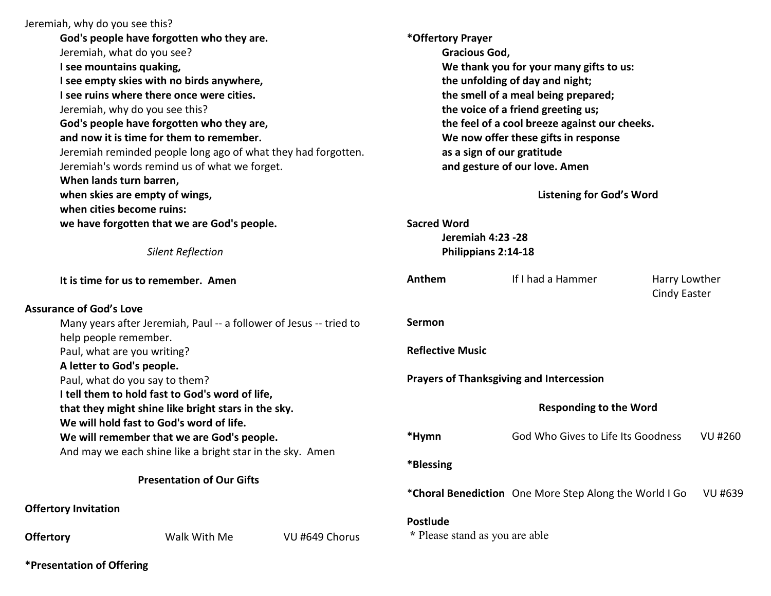Jeremiah, why do you see this?

**God's people have forgotten who they are.**

Jeremiah, what do you see?

**I see mountains quaking,**
**I see empty skies with no birds anywhere,**
**I see ruins where there once were cities.**

Jeremiah, why do you see this?

**God's people have forgotten who they are,**
**and now it is time for them to remember.**

Jeremiah reminded people long ago of what they had forgotten.
Jeremiah's words remind us of what we forget.

**When lands turn barren,**
**when skies are empty of wings,**
**when cities become ruins:**
**we have forgotten that we are God's people.**

*Silent Reflection*

**It is time for us to remember. Amen**

**Assurance of God's Love**

Many years after Jeremiah, Paul -- a follower of Jesus -- tried to help people remember.

Paul, what are you writing?

**A letter to God's people.**

Paul, what do you say to them?

**I tell them to hold fast to God's word of life,**
**that they might shine like bright stars in the sky.**
**We will hold fast to God's word of life.**
**We will remember that we are God's people.**

And may we each shine like a bright star in the sky. Amen

## Presentation of Our Gifts

**Offertory Invitation**

**Offertory** Walk With Me VU #649 Chorus

**\*Presentation of Offering**

**\*Offertory Prayer**

**Gracious God,**
**We thank you for your many gifts to us:**
**the unfolding of day and night;**
**the smell of a meal being prepared;**
**the voice of a friend greeting us;**
**the feel of a cool breeze against our cheeks.**
**We now offer these gifts in response**
**as a sign of our gratitude**
**and gesture of our love. Amen**

## Listening for God's Word

**Sacred Word**

**Jeremiah 4:23 -28**
**Philippians 2:14-18**

**Anthem** If I had a Hammer Harry Lowther, Cindy Easter

**Sermon**

**Reflective Music**

**Prayers of Thanksgiving and Intercession**

## Responding to the Word

**\*Hymn** God Who Gives to Life Its Goodness VU #260

**\*Blessing**

\***Choral Benediction** One More Step Along the World I Go VU #639

**Postlude**

\* Please stand as you are able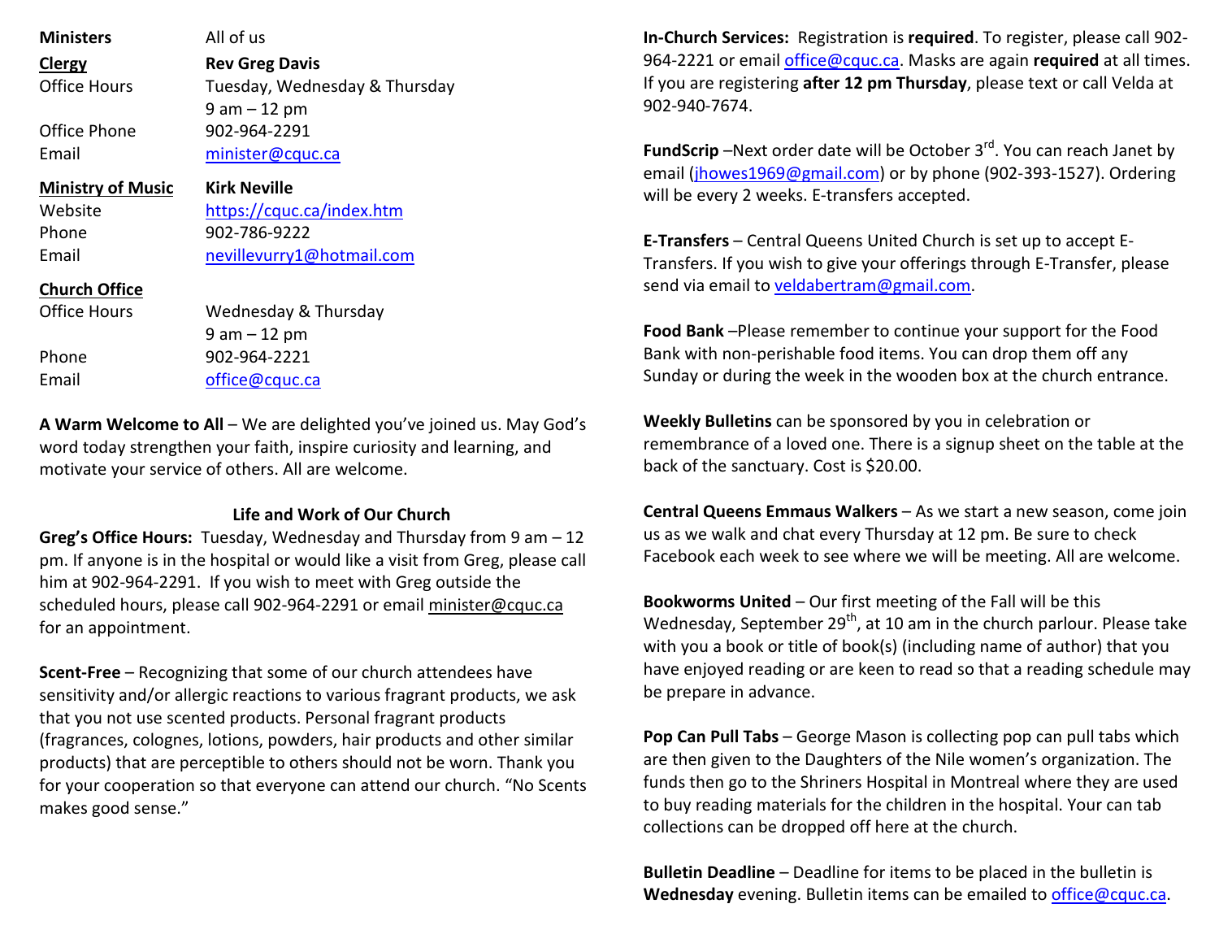| | |
|---|---|
| **Ministers** | All of us |
| **Clergy** | **Rev Greg Davis** |
| Office Hours | Tuesday, Wednesday & Thursday 9 am – 12 pm |
| Office Phone | 902-964-2291 |
| Email | minister@cquc.ca |
| **Ministry of Music** | **Kirk Neville** |
| Website | https://cquc.ca/index.htm |
| Phone | 902-786-9222 |
| Email | nevillevurry1@hotmail.com |
| **Church Office** | |
| Office Hours | Wednesday & Thursday 9 am – 12 pm |
| Phone | 902-964-2221 |
| Email | office@cquc.ca |

**A Warm Welcome to All** – We are delighted you've joined us. May God's word today strengthen your faith, inspire curiosity and learning, and motivate your service of others. All are welcome.

## Life and Work of Our Church

**Greg's Office Hours:** Tuesday, Wednesday and Thursday from 9 am – 12 pm. If anyone is in the hospital or would like a visit from Greg, please call him at 902-964-2291. If you wish to meet with Greg outside the scheduled hours, please call 902-964-2291 or email minister@cquc.ca for an appointment.

**Scent-Free** – Recognizing that some of our church attendees have sensitivity and/or allergic reactions to various fragrant products, we ask that you not use scented products. Personal fragrant products (fragrances, colognes, lotions, powders, hair products and other similar products) that are perceptible to others should not be worn. Thank you for your cooperation so that everyone can attend our church. "No Scents makes good sense."

**In-Church Services:** Registration is **required**. To register, please call 902-964-2221 or email office@cquc.ca. Masks are again **required** at all times. If you are registering **after 12 pm Thursday**, please text or call Velda at 902-940-7674.

**FundScrip** –Next order date will be October 3rd. You can reach Janet by email (jhowes1969@gmail.com) or by phone (902-393-1527). Ordering will be every 2 weeks. E-transfers accepted.

**E-Transfers** – Central Queens United Church is set up to accept E-Transfers. If you wish to give your offerings through E-Transfer, please send via email to veldabertram@gmail.com.

**Food Bank** –Please remember to continue your support for the Food Bank with non-perishable food items. You can drop them off any Sunday or during the week in the wooden box at the church entrance.

**Weekly Bulletins** can be sponsored by you in celebration or remembrance of a loved one. There is a signup sheet on the table at the back of the sanctuary. Cost is $20.00.

**Central Queens Emmaus Walkers** – As we start a new season, come join us as we walk and chat every Thursday at 12 pm. Be sure to check Facebook each week to see where we will be meeting. All are welcome.

**Bookworms United** – Our first meeting of the Fall will be this Wednesday, September 29th, at 10 am in the church parlour. Please take with you a book or title of book(s) (including name of author) that you have enjoyed reading or are keen to read so that a reading schedule may be prepare in advance.

**Pop Can Pull Tabs** – George Mason is collecting pop can pull tabs which are then given to the Daughters of the Nile women's organization. The funds then go to the Shriners Hospital in Montreal where they are used to buy reading materials for the children in the hospital. Your can tab collections can be dropped off here at the church.

**Bulletin Deadline** – Deadline for items to be placed in the bulletin is **Wednesday** evening. Bulletin items can be emailed to office@cquc.ca.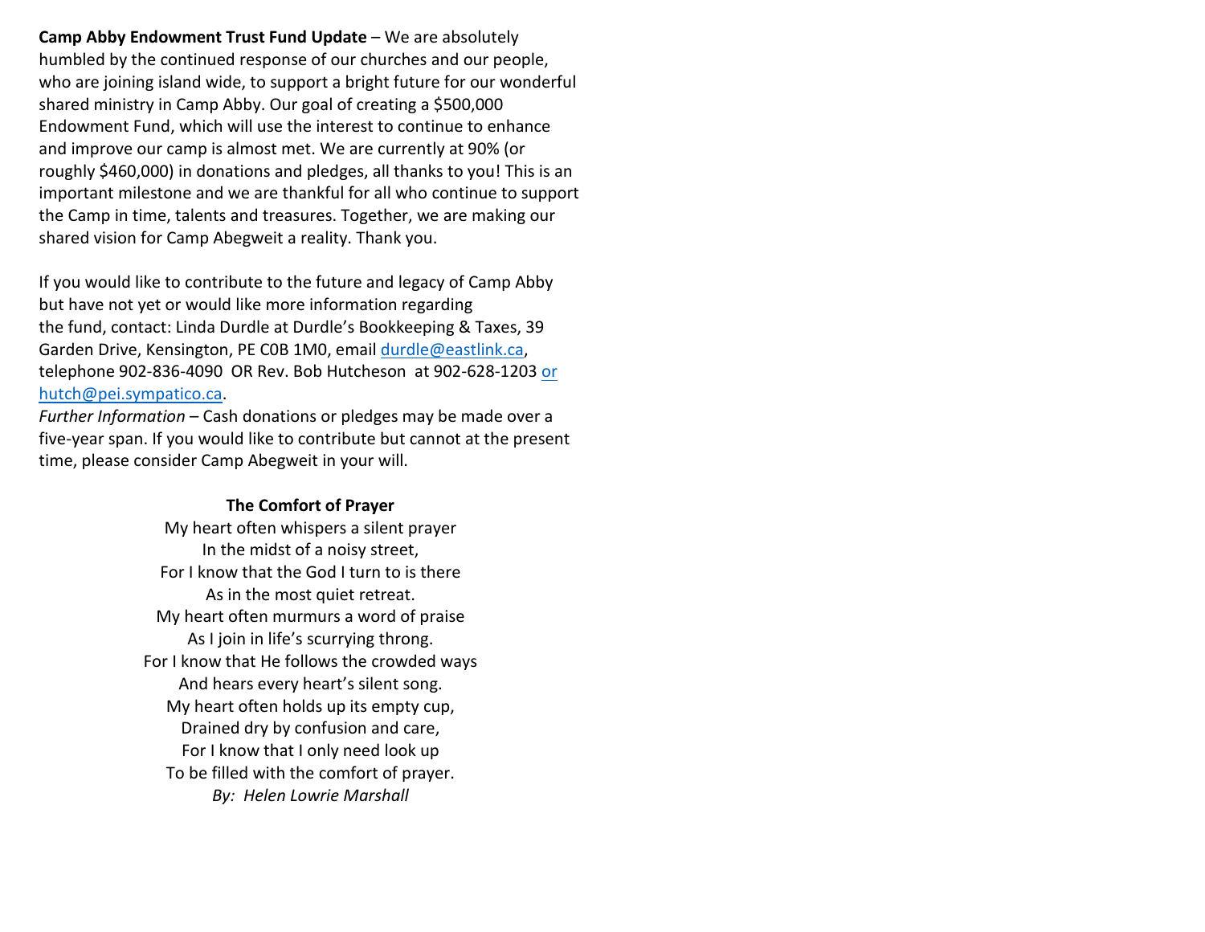**Camp Abby Endowment Trust Fund Update** – We are absolutely humbled by the continued response of our churches and our people, who are joining island wide, to support a bright future for our wonderful shared ministry in Camp Abby. Our goal of creating a $500,000 Endowment Fund, which will use the interest to continue to enhance and improve our camp is almost met. We are currently at 90% (or roughly $460,000) in donations and pledges, all thanks to you! This is an important milestone and we are thankful for all who continue to support the Camp in time, talents and treasures. Together, we are making our shared vision for Camp Abegweit a reality. Thank you.

If you would like to contribute to the future and legacy of Camp Abby but have not yet or would like more information regarding the fund, contact: Linda Durdle at Durdle's Bookkeeping & Taxes, 39 Garden Drive, Kensington, PE C0B 1M0, email durdle@eastlink.ca, telephone 902-836-4090 OR Rev. Bob Hutcheson at 902-628-1203 or hutch@pei.sympatico.ca.

*Further Information* – Cash donations or pledges may be made over a five-year span. If you would like to contribute but cannot at the present time, please consider Camp Abegweit in your will.

**The Comfort of Prayer**

My heart often whispers a silent prayer
In the midst of a noisy street,
For I know that the God I turn to is there
As in the most quiet retreat.
My heart often murmurs a word of praise
As I join in life's scurrying throng.
For I know that He follows the crowded ways
And hears every heart's silent song.
My heart often holds up its empty cup,
Drained dry by confusion and care,
For I know that I only need look up
To be filled with the comfort of prayer.

*By: Helen Lowrie Marshall*